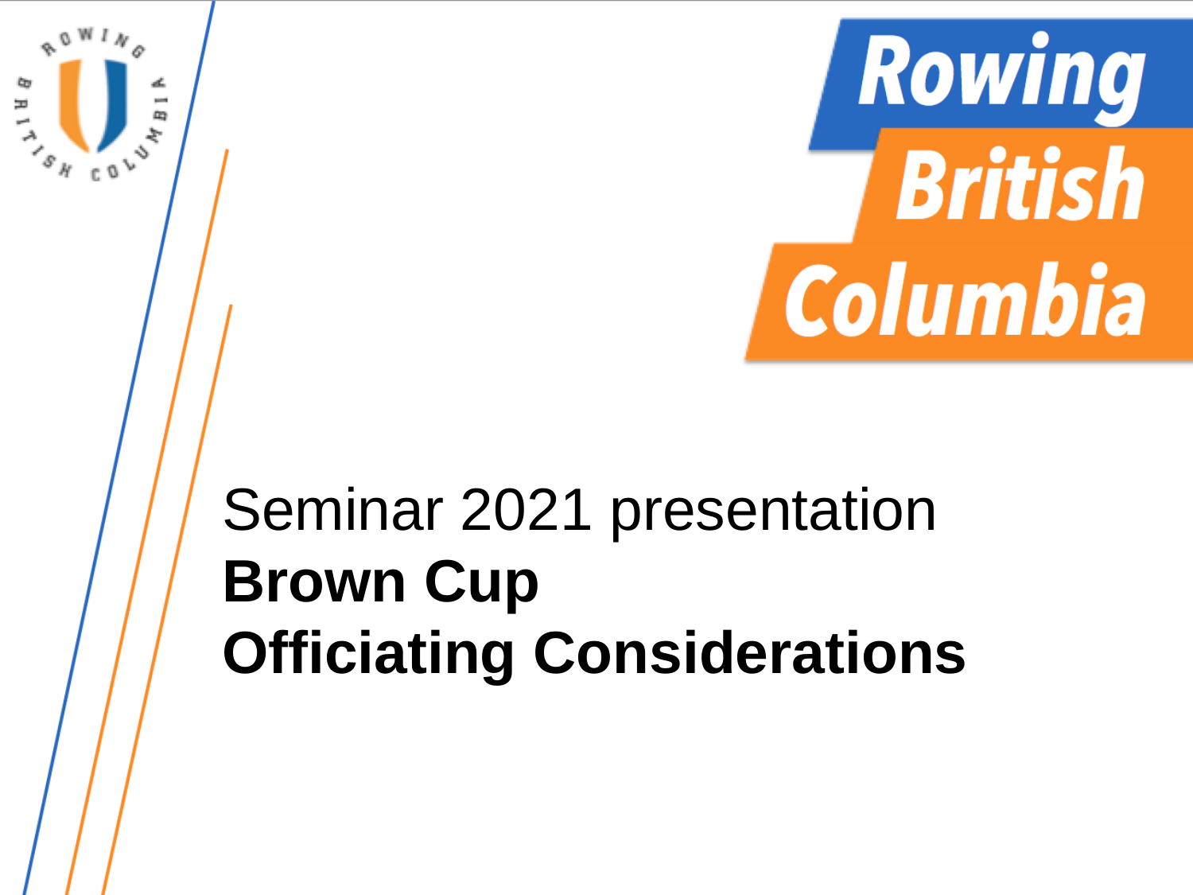Rowing British Columbia

Seminar 2021 presentation

# Brown Cup Officiating Considerations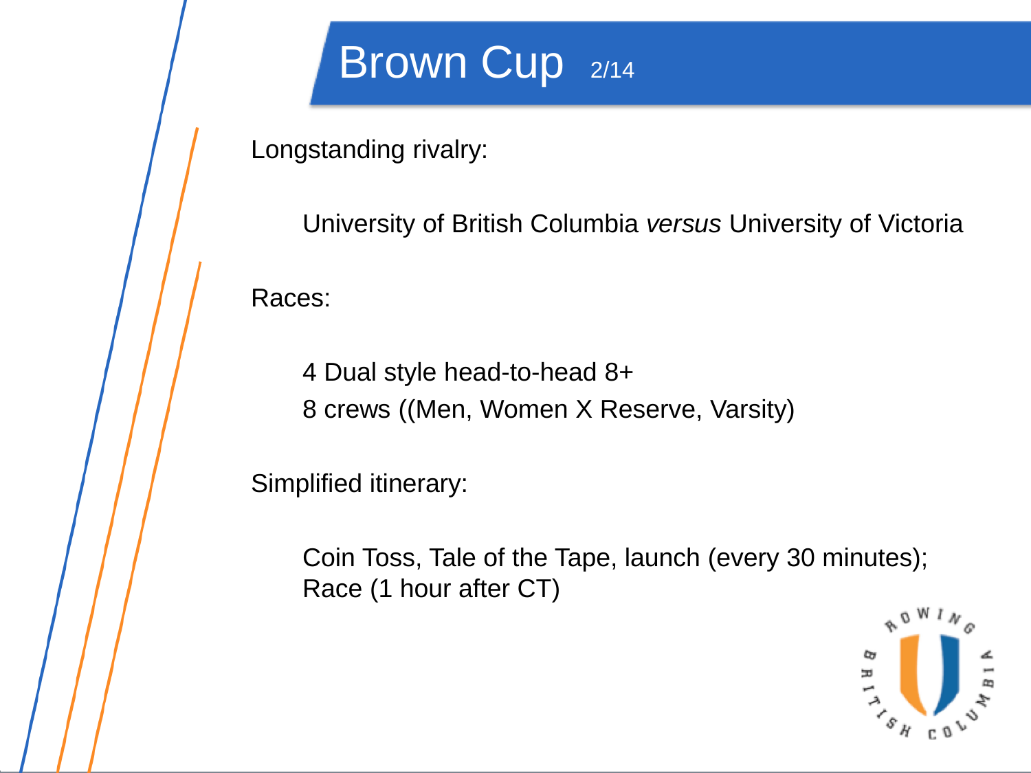# Brown Cup

Longstanding rivalry:

University of British Columbia *versus* University of Victoria

Races:

4 Dual style head-to-head 8+
8 crews ((Men, Women X Reserve, Varsity)

Simplified itinerary:

Coin Toss, Tale of the Tape, launch (every 30 minutes);
Race (1 hour after CT)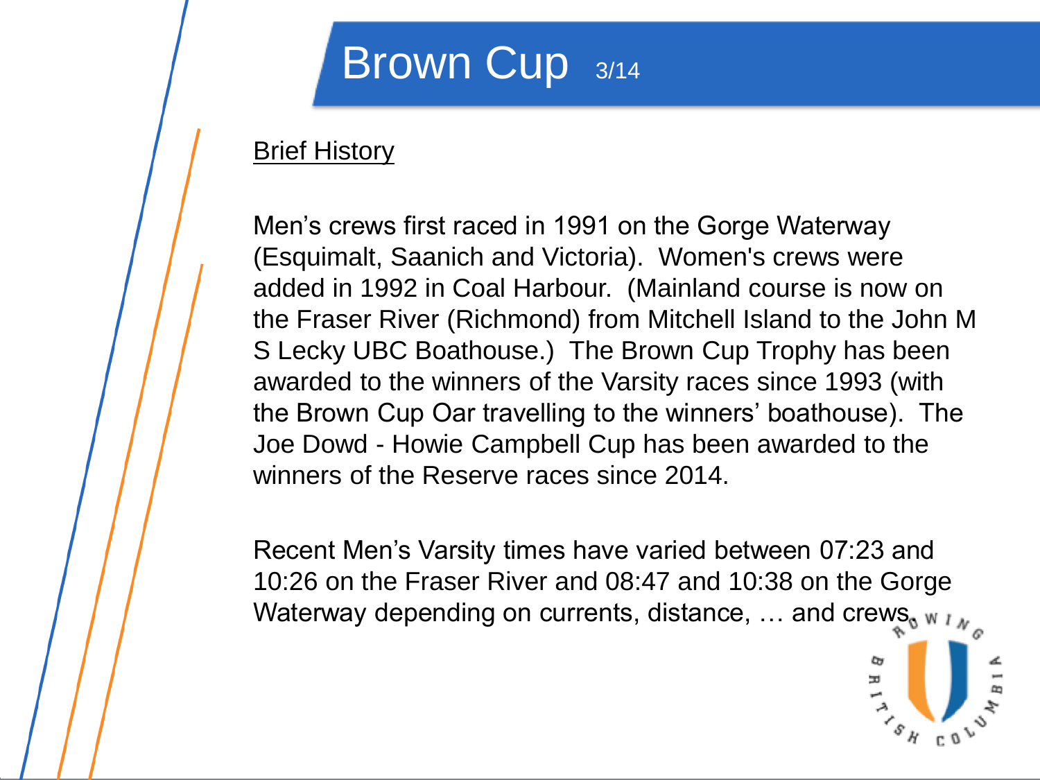# Brown Cup

## Brief History

Men’s crews first raced in 1991 on the Gorge Waterway (Esquimalt, Saanich and Victoria). Women's crews were added in 1992 in Coal Harbour. (Mainland course is now on the Fraser River (Richmond) from Mitchell Island to the John M S Lecky UBC Boathouse.) The Brown Cup Trophy has been awarded to the winners of the Varsity races since 1993 (with the Brown Cup Oar travelling to the winners’ boathouse). The Joe Dowd - Howie Campbell Cup has been awarded to the winners of the Reserve races since 2014.

Recent Men’s Varsity times have varied between 07:23 and 10:26 on the Fraser River and 08:47 and 10:38 on the Gorge Waterway depending on currents, distance, … and crews.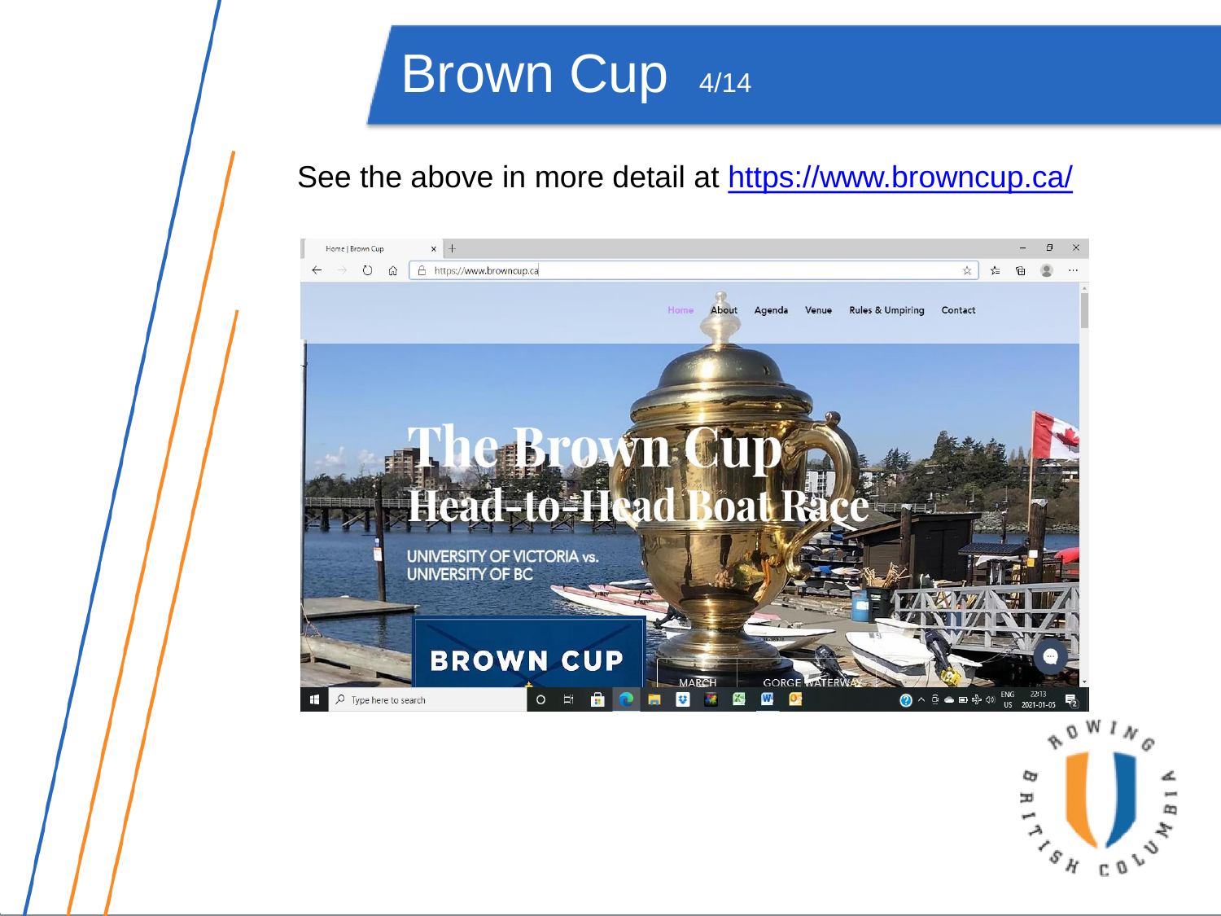# Brown Cup

See the above in more detail at https://www.browncup.ca/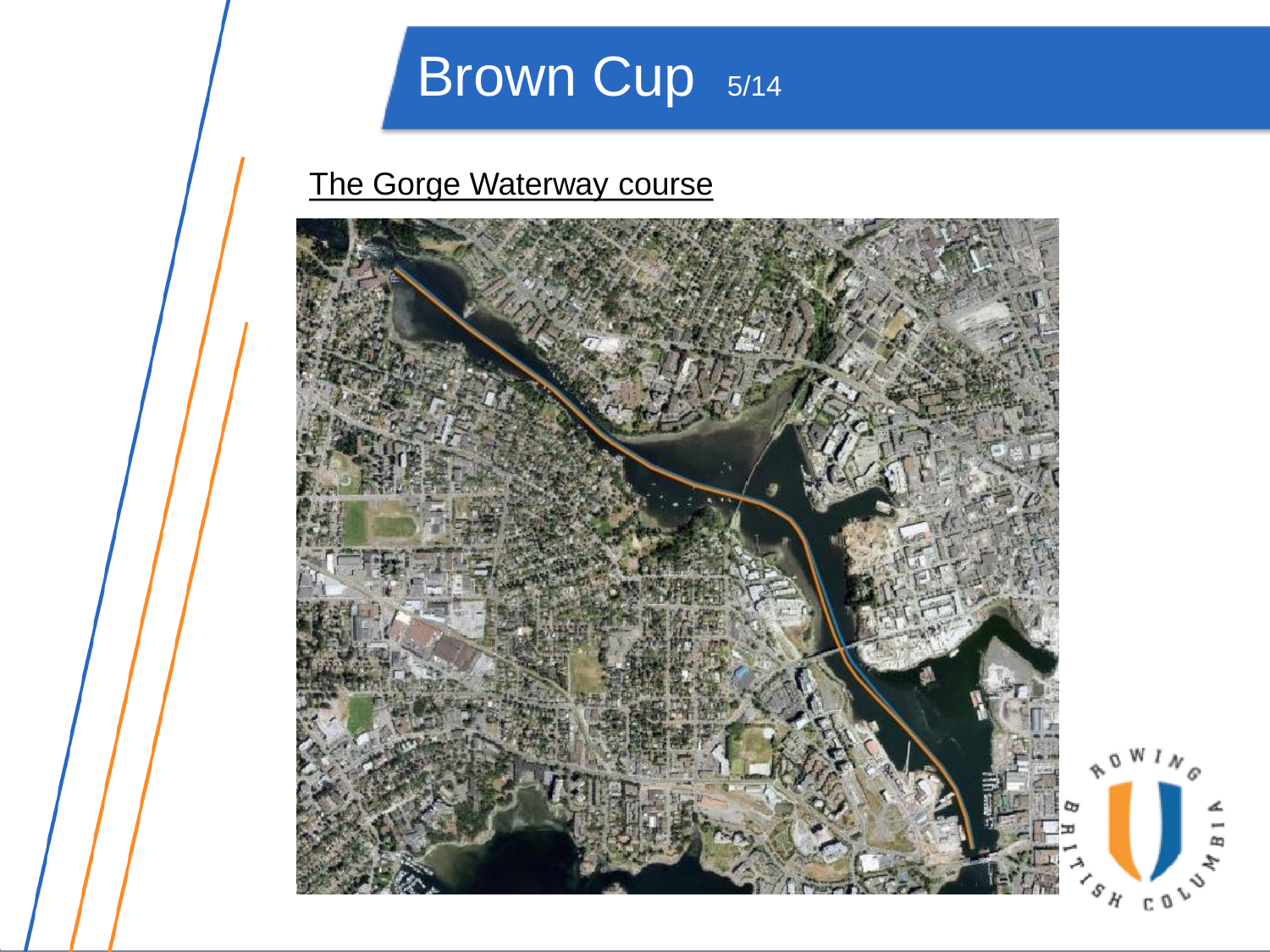# Brown Cup

The Gorge Waterway course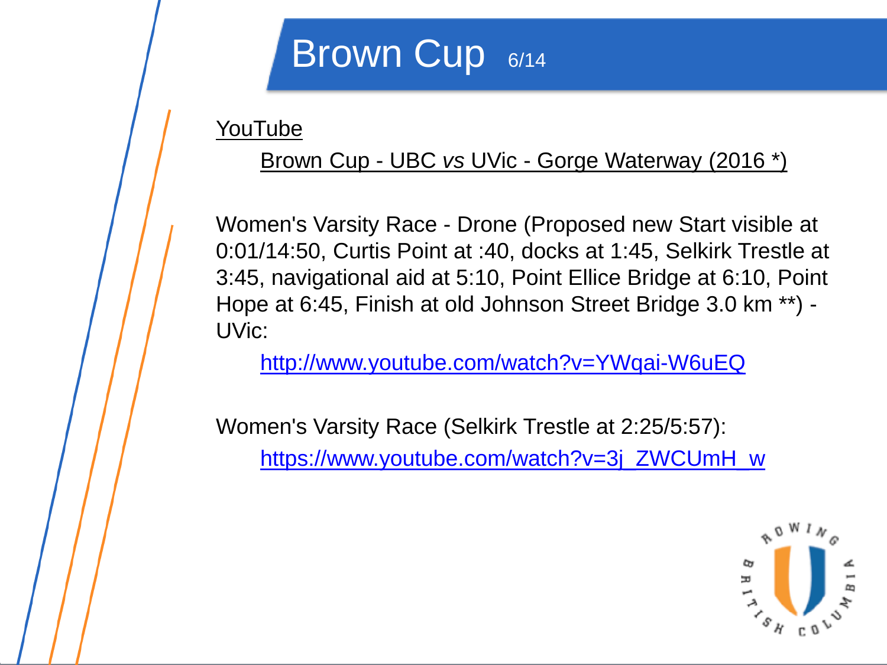# Brown Cup

YouTube

Brown Cup - UBC *vs* UVic - Gorge Waterway (2016 *)

Women's Varsity Race - Drone (Proposed new Start visible at 0:01/14:50, Curtis Point at :40, docks at 1:45, Selkirk Trestle at 3:45, navigational aid at 5:10, Point Ellice Bridge at 6:10, Point Hope at 6:45, Finish at old Johnson Street Bridge 3.0 km **) - UVic:

http://www.youtube.com/watch?v=YWqai-W6uEQ

Women's Varsity Race (Selkirk Trestle at 2:25/5:57):

https://www.youtube.com/watch?v=3j_ZWCUmH_w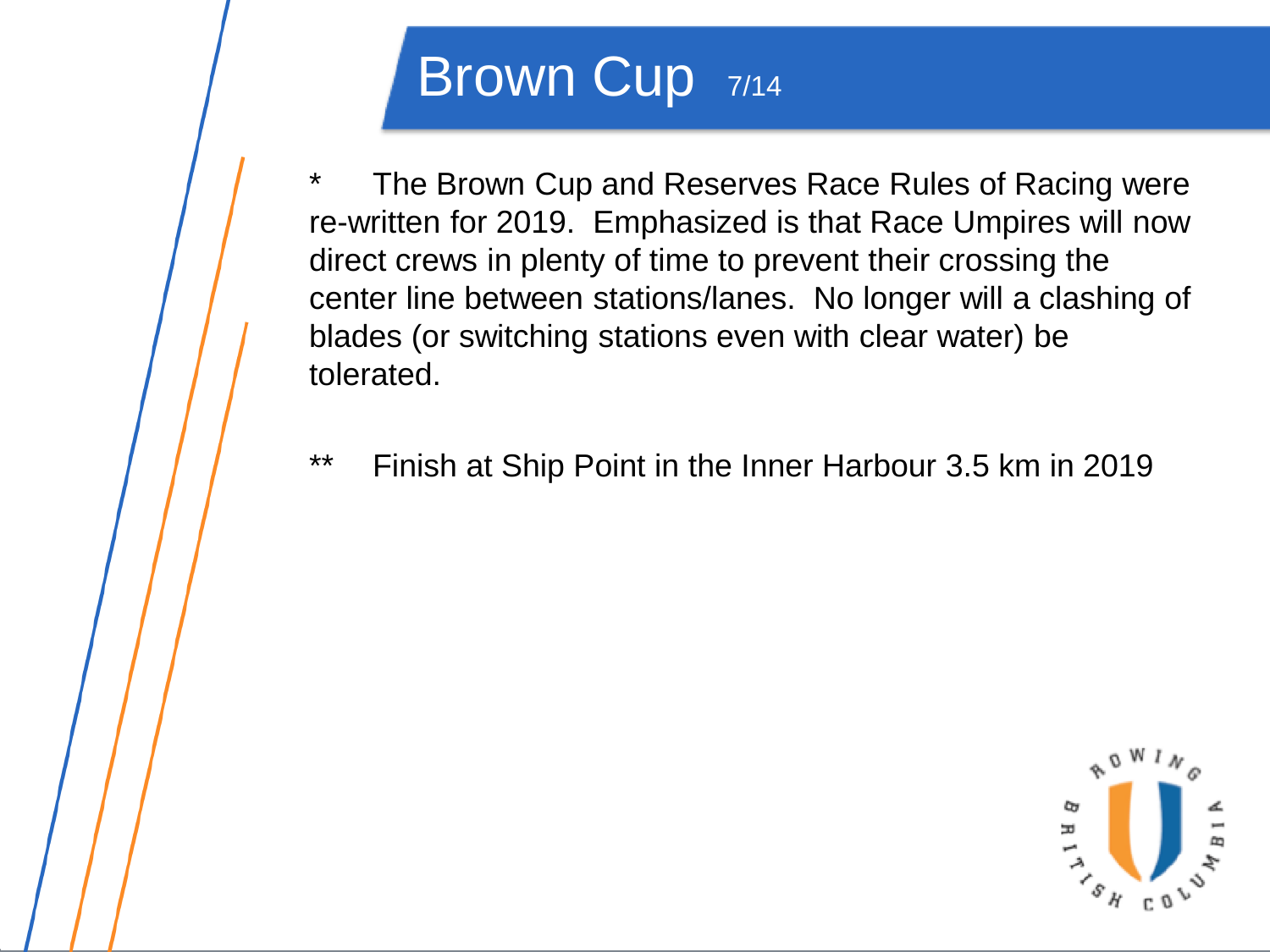# Brown Cup

\*     The Brown Cup and Reserves Race Rules of Racing were re-written for 2019. Emphasized is that Race Umpires will now direct crews in plenty of time to prevent their crossing the center line between stations/lanes. No longer will a clashing of blades (or switching stations even with clear water) be tolerated.

\*\*     Finish at Ship Point in the Inner Harbour 3.5 km in 2019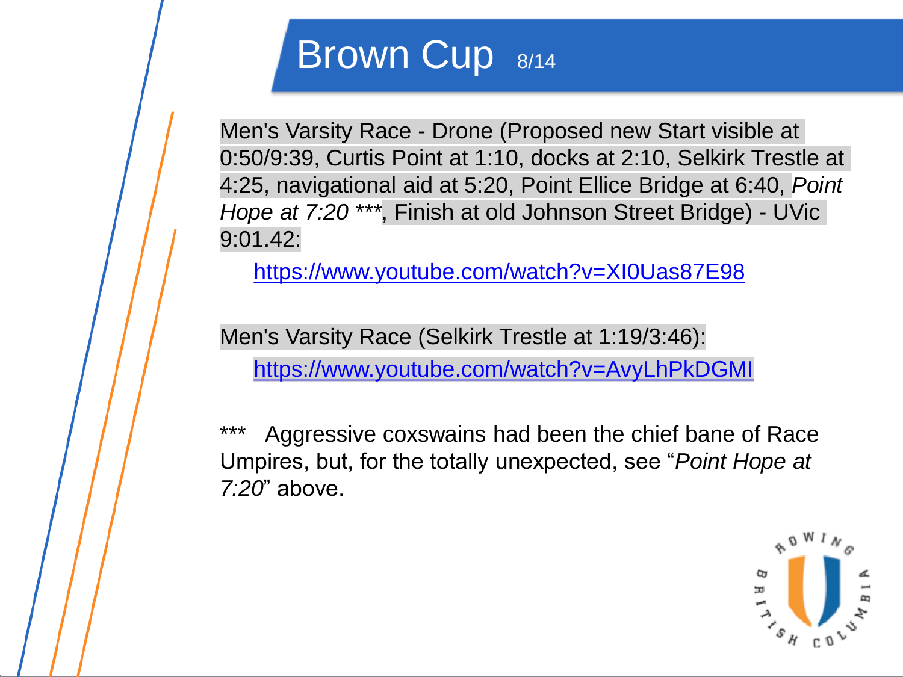# Brown Cup

Men's Varsity Race - Drone (Proposed new Start visible at 0:50/9:39, Curtis Point at 1:10, docks at 2:10, Selkirk Trestle at 4:25, navigational aid at 5:20, Point Ellice Bridge at 6:40, *Point Hope at 7:20* ***, Finish at old Johnson Street Bridge) - UVic 9:01.42:

https://www.youtube.com/watch?v=XI0Uas87E98

Men's Varsity Race (Selkirk Trestle at 1:19/3:46):

https://www.youtube.com/watch?v=AvyLhPkDGMI

*** Aggressive coxswains had been the chief bane of Race Umpires, but, for the totally unexpected, see "*Point Hope at 7:20*" above.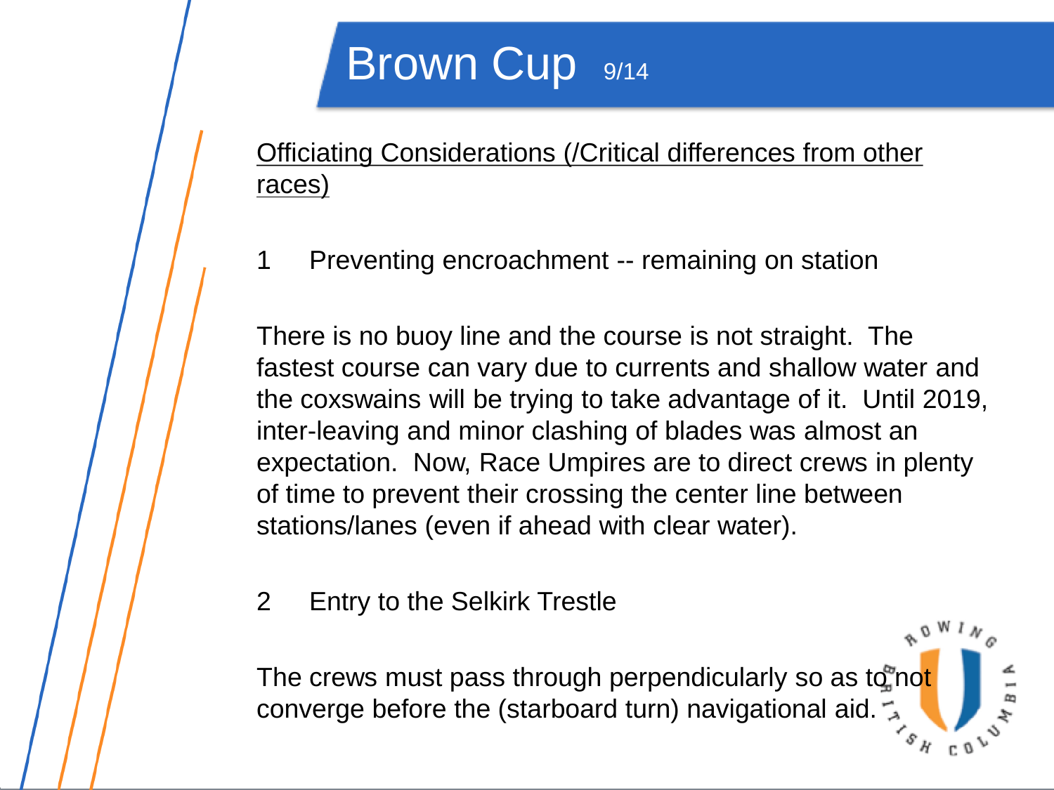# Brown Cup

Officiating Considerations (/Critical differences from other races)

1 Preventing encroachment -- remaining on station

There is no buoy line and the course is not straight. The fastest course can vary due to currents and shallow water and the coxswains will be trying to take advantage of it. Until 2019, inter-leaving and minor clashing of blades was almost an expectation. Now, Race Umpires are to direct crews in plenty of time to prevent their crossing the center line between stations/lanes (even if ahead with clear water).

2 Entry to the Selkirk Trestle

The crews must pass through perpendicularly so as to not converge before the (starboard turn) navigational aid.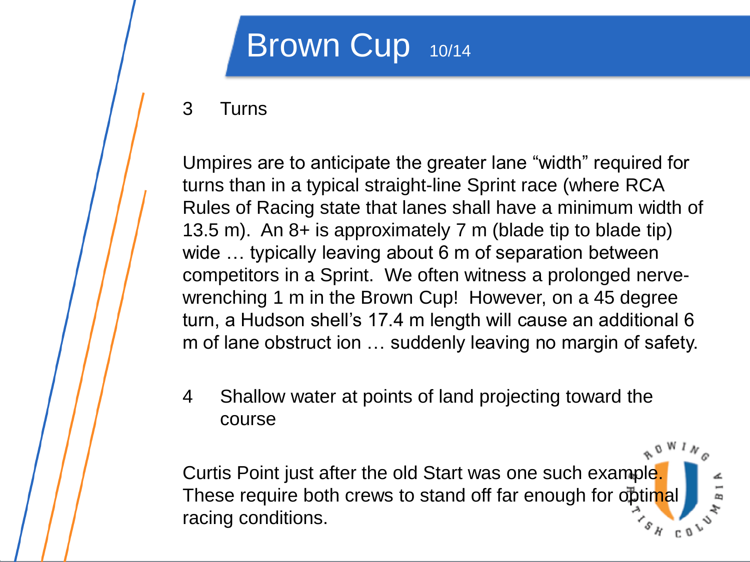# Brown Cup

3 Turns

Umpires are to anticipate the greater lane "width" required for turns than in a typical straight-line Sprint race (where RCA Rules of Racing state that lanes shall have a minimum width of 13.5 m). An 8+ is approximately 7 m (blade tip to blade tip) wide … typically leaving about 6 m of separation between competitors in a Sprint. We often witness a prolonged nerve-wrenching 1 m in the Brown Cup! However, on a 45 degree turn, a Hudson shell's 17.4 m length will cause an additional 6 m of lane obstruct ion … suddenly leaving no margin of safety.

4 Shallow water at points of land projecting toward the course

Curtis Point just after the old Start was one such example. These require both crews to stand off far enough for optimal racing conditions.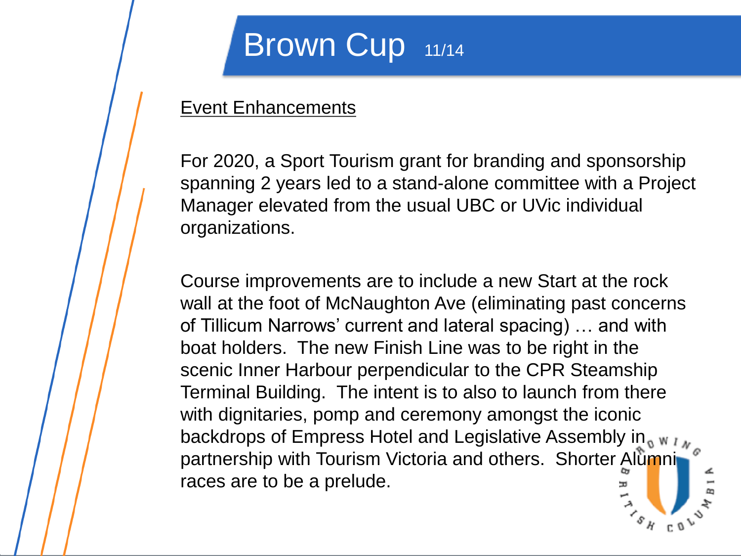# Brown Cup

## Event Enhancements

For 2020, a Sport Tourism grant for branding and sponsorship spanning 2 years led to a stand-alone committee with a Project Manager elevated from the usual UBC or UVic individual organizations.

Course improvements are to include a new Start at the rock wall at the foot of McNaughton Ave (eliminating past concerns of Tillicum Narrows' current and lateral spacing) … and with boat holders. The new Finish Line was to be right in the scenic Inner Harbour perpendicular to the CPR Steamship Terminal Building. The intent is to also to launch from there with dignitaries, pomp and ceremony amongst the iconic backdrops of Empress Hotel and Legislative Assembly in partnership with Tourism Victoria and others. Shorter Alumni races are to be a prelude.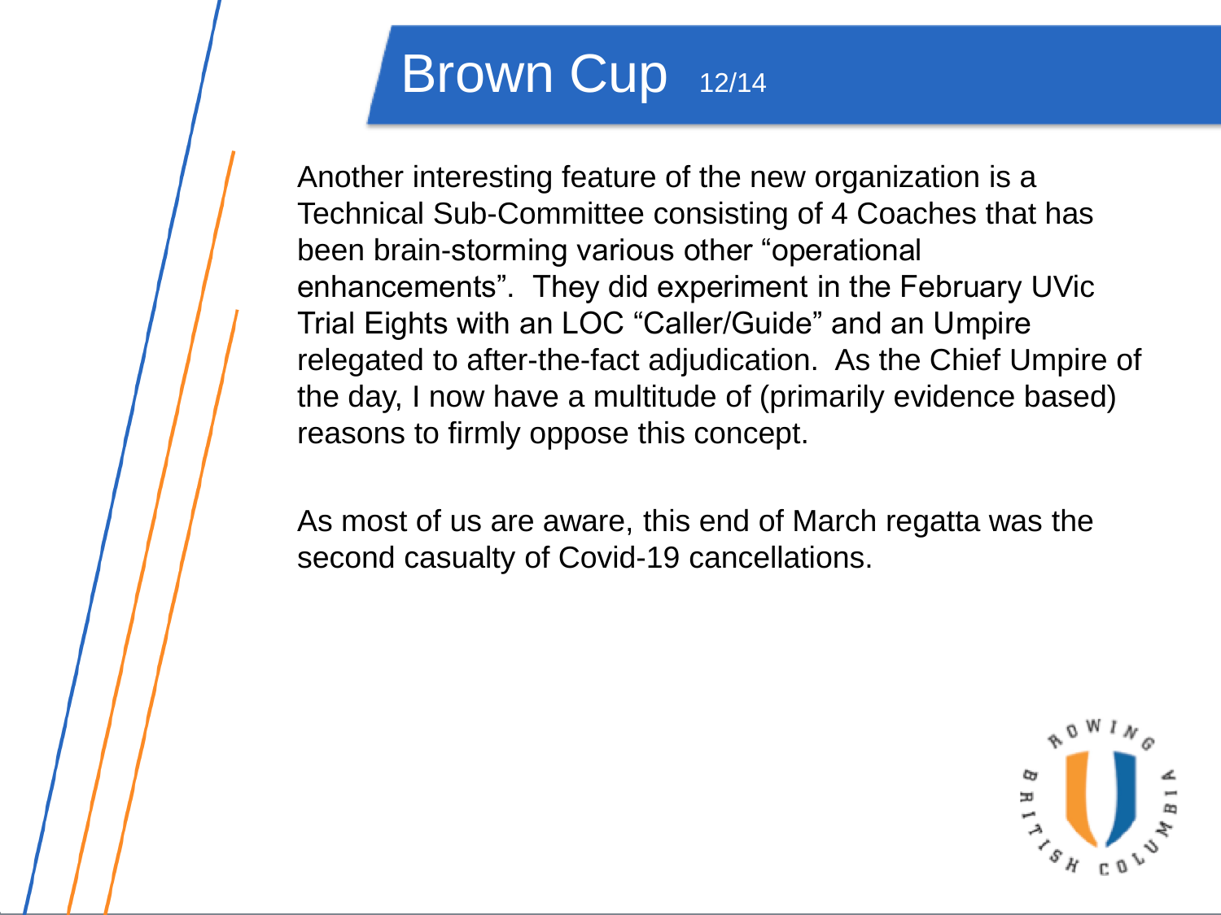# Brown Cup

Another interesting feature of the new organization is a Technical Sub-Committee consisting of 4 Coaches that has been brain-storming various other “operational enhancements”. They did experiment in the February UVic Trial Eights with an LOC “Caller/Guide” and an Umpire relegated to after-the-fact adjudication. As the Chief Umpire of the day, I now have a multitude of (primarily evidence based) reasons to firmly oppose this concept.

As most of us are aware, this end of March regatta was the second casualty of Covid-19 cancellations.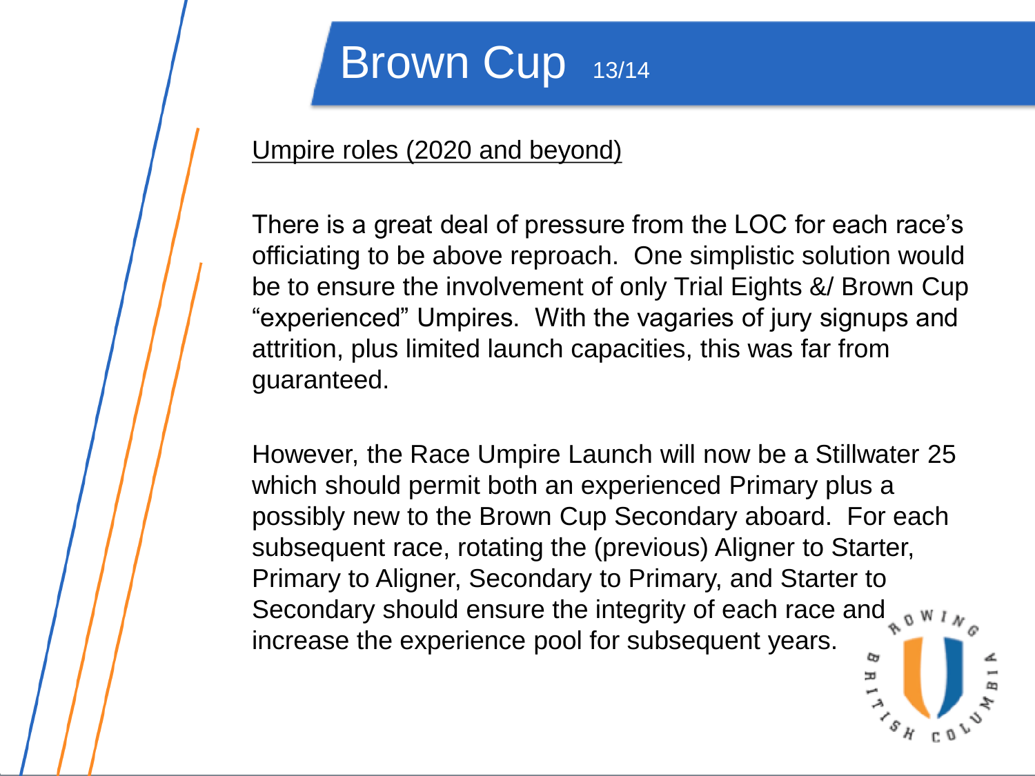# Brown Cup

Umpire roles (2020 and beyond)

There is a great deal of pressure from the LOC for each race's officiating to be above reproach. One simplistic solution would be to ensure the involvement of only Trial Eights &/ Brown Cup "experienced" Umpires. With the vagaries of jury signups and attrition, plus limited launch capacities, this was far from guaranteed.

However, the Race Umpire Launch will now be a Stillwater 25 which should permit both an experienced Primary plus a possibly new to the Brown Cup Secondary aboard. For each subsequent race, rotating the (previous) Aligner to Starter, Primary to Aligner, Secondary to Primary, and Starter to Secondary should ensure the integrity of each race and increase the experience pool for subsequent years.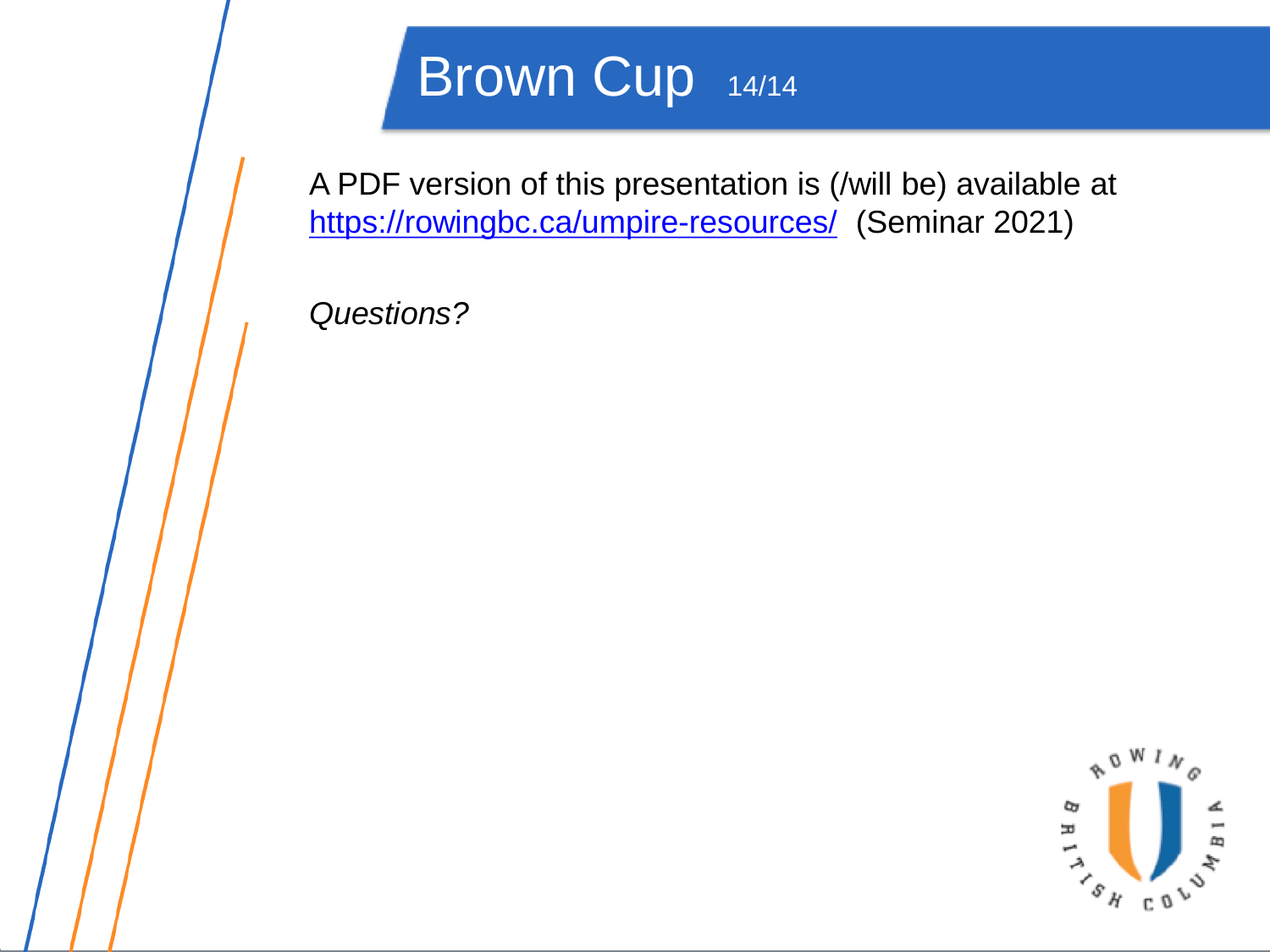# Brown Cup

A PDF version of this presentation is (/will be) available at [https://rowingbc.ca/umpire-resources/](https://rowingbc.ca/umpire-resources/) (Seminar 2021)

*Questions?*